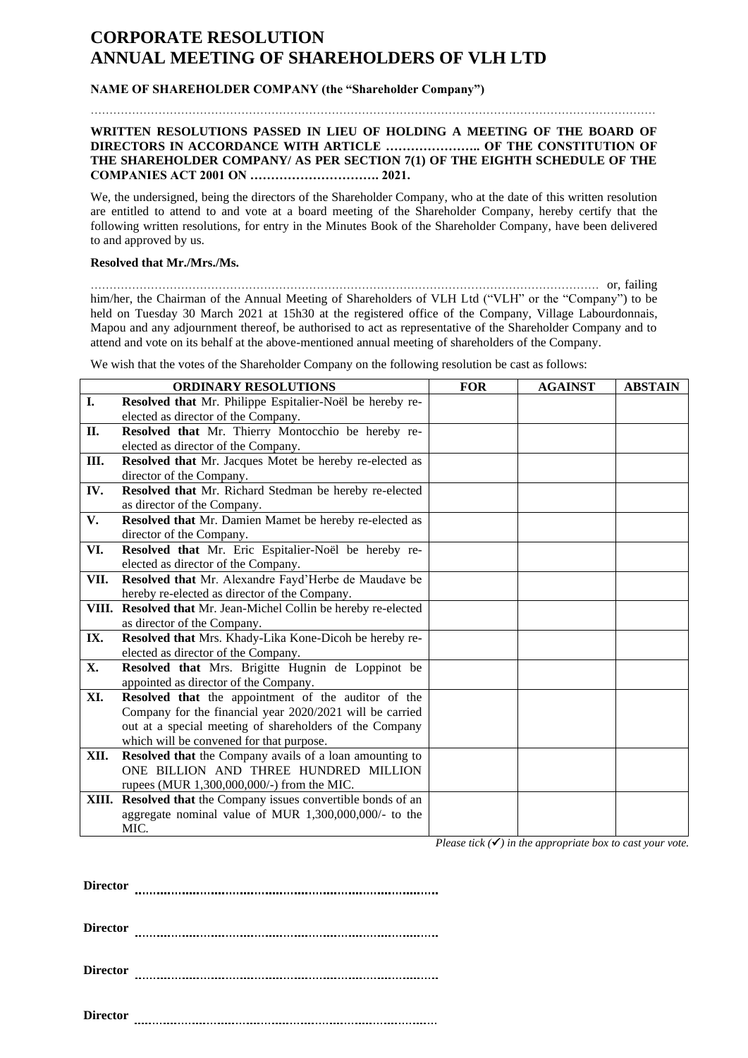# CORPORATE RESOLUTION
# ANNUAL MEETING OF SHAREHOLDERS OF VLH LTD

**NAME OF SHAREHOLDER COMPANY (the "Shareholder Company")**

……………………………………………………………………………………………………………………………………

**WRITTEN RESOLUTIONS PASSED IN LIEU OF HOLDING A MEETING OF THE BOARD OF DIRECTORS IN ACCORDANCE WITH ARTICLE ………………….. OF THE CONSTITUTION OF THE SHAREHOLDER COMPANY/ AS PER SECTION 7(1) OF THE EIGHTH SCHEDULE OF THE COMPANIES ACT 2001 ON …………………………. 2021.**

We, the undersigned, being the directors of the Shareholder Company, who at the date of this written resolution are entitled to attend to and vote at a board meeting of the Shareholder Company, hereby certify that the following written resolutions, for entry in the Minutes Book of the Shareholder Company, have been delivered to and approved by us.

**Resolved that Mr./Mrs./Ms.**

……………………………………………………………………………………………………………………… or, failing him/her, the Chairman of the Annual Meeting of Shareholders of VLH Ltd ("VLH" or the "Company") to be held on Tuesday 30 March 2021 at 15h30 at the registered office of the Company, Village Labourdonnais, Mapou and any adjournment thereof, be authorised to act as representative of the Shareholder Company and to attend and vote on its behalf at the above-mentioned annual meeting of shareholders of the Company.

We wish that the votes of the Shareholder Company on the following resolution be cast as follows:

| | ORDINARY RESOLUTIONS | FOR | AGAINST | ABSTAIN |
|---|---|---|---|---|
| I. | **Resolved that** Mr. Philippe Espitalier-Noël be hereby re-elected as director of the Company. | | | |
| II. | **Resolved that** Mr. Thierry Montocchio be hereby re-elected as director of the Company. | | | |
| III. | **Resolved that** Mr. Jacques Motet be hereby re-elected as director of the Company. | | | |
| IV. | **Resolved that** Mr. Richard Stedman be hereby re-elected as director of the Company. | | | |
| V. | **Resolved that** Mr. Damien Mamet be hereby re-elected as director of the Company. | | | |
| VI. | **Resolved that** Mr. Eric Espitalier-Noël be hereby re-elected as director of the Company. | | | |
| VII. | **Resolved that** Mr. Alexandre Fayd'Herbe de Maudave be hereby re-elected as director of the Company. | | | |
| VIII. | **Resolved that** Mr. Jean-Michel Collin be hereby re-elected as director of the Company. | | | |
| IX. | **Resolved that** Mrs. Khady-Lika Kone-Dicoh be hereby re-elected as director of the Company. | | | |
| X. | **Resolved that** Mrs. Brigitte Hugnin de Loppinot be appointed as director of the Company. | | | |
| XI. | **Resolved that** the appointment of the auditor of the Company for the financial year 2020/2021 will be carried out at a special meeting of shareholders of the Company which will be convened for that purpose. | | | |
| XII. | **Resolved that** the Company avails of a loan amounting to ONE BILLION AND THREE HUNDRED MILLION rupees (MUR 1,300,000,000/-) from the MIC. | | | |
| XIII. | **Resolved that** the Company issues convertible bonds of an aggregate nominal value of MUR 1,300,000,000/- to the MIC. | | | |

*Please tick (✓) in the appropriate box to cast your vote.*

**Director** ……………………………………………………………

**Director** ……………………………………………………………

**Director** ……………………………………………………………

**Director** ……………………………………………………………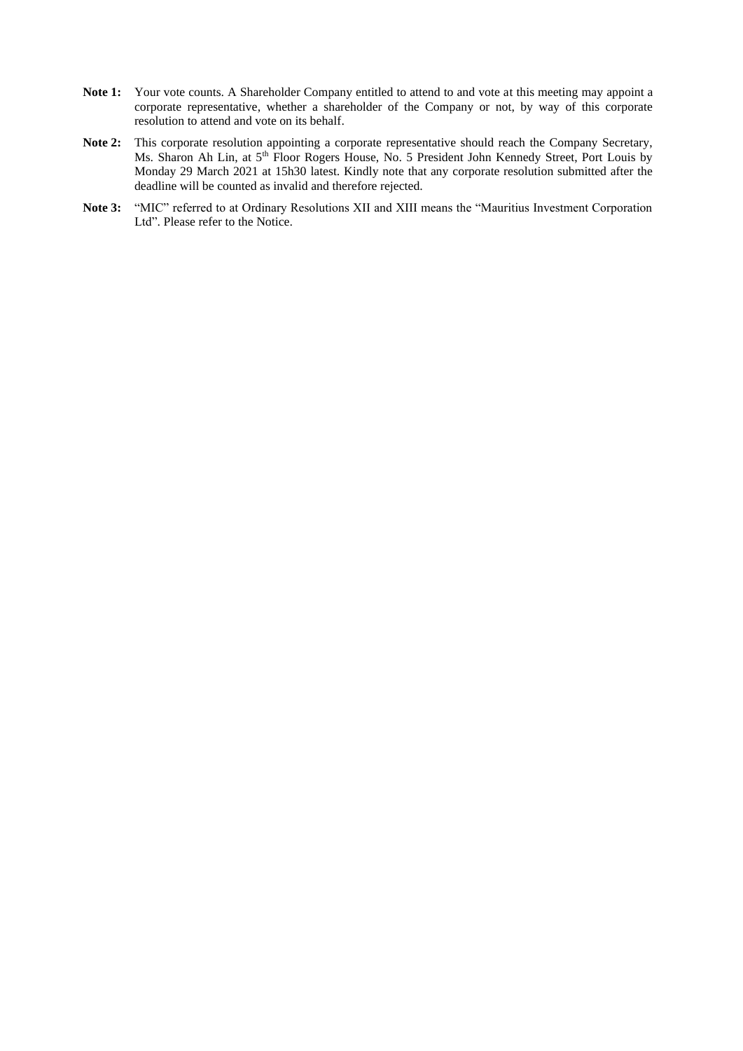**Note 1:** Your vote counts. A Shareholder Company entitled to attend to and vote at this meeting may appoint a corporate representative, whether a shareholder of the Company or not, by way of this corporate resolution to attend and vote on its behalf.

**Note 2:** This corporate resolution appointing a corporate representative should reach the Company Secretary, Ms. Sharon Ah Lin, at 5th Floor Rogers House, No. 5 President John Kennedy Street, Port Louis by Monday 29 March 2021 at 15h30 latest. Kindly note that any corporate resolution submitted after the deadline will be counted as invalid and therefore rejected.

**Note 3:** "MIC" referred to at Ordinary Resolutions XII and XIII means the "Mauritius Investment Corporation Ltd". Please refer to the Notice.